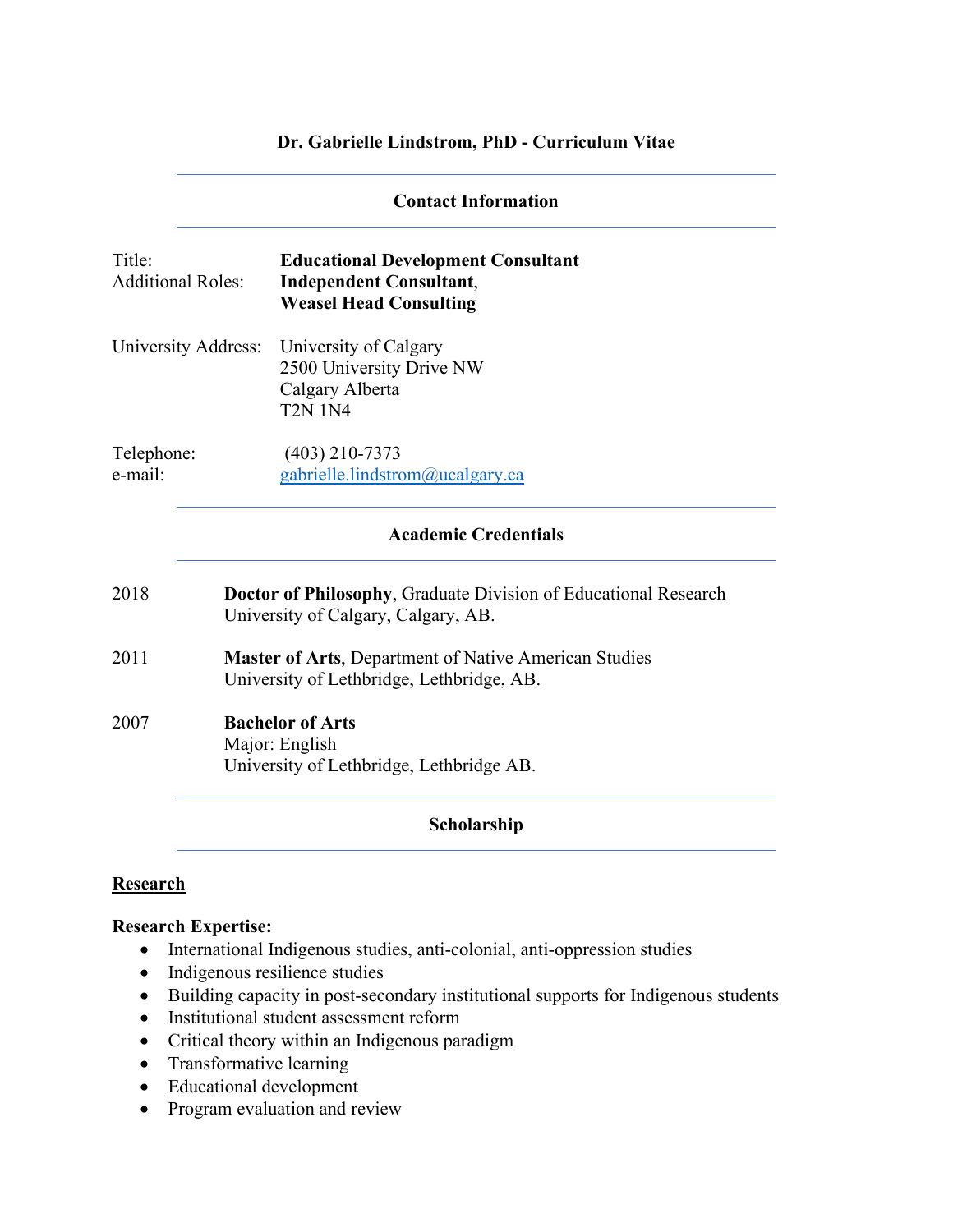# Dr. Gabrielle Lindstrom, PhD - Curriculum Vitae

## Contact Information

Title: **Educational Development Consultant**
Additional Roles: **Independent Consultant**, **Weasel Head Consulting**

University Address: University of Calgary
2500 University Drive NW
Calgary Alberta
T2N 1N4

Telephone: (403) 210-7373
e-mail: gabrielle.lindstrom@ucalgary.ca

## Academic Credentials

2018 **Doctor of Philosophy**, Graduate Division of Educational Research
University of Calgary, Calgary, AB.

2011 **Master of Arts**, Department of Native American Studies
University of Lethbridge, Lethbridge, AB.

2007 **Bachelor of Arts**
Major: English
University of Lethbridge, Lethbridge AB.

## Scholarship

### Research

**Research Expertise:**

- International Indigenous studies, anti-colonial, anti-oppression studies
- Indigenous resilience studies
- Building capacity in post-secondary institutional supports for Indigenous students
- Institutional student assessment reform
- Critical theory within an Indigenous paradigm
- Transformative learning
- Educational development
- Program evaluation and review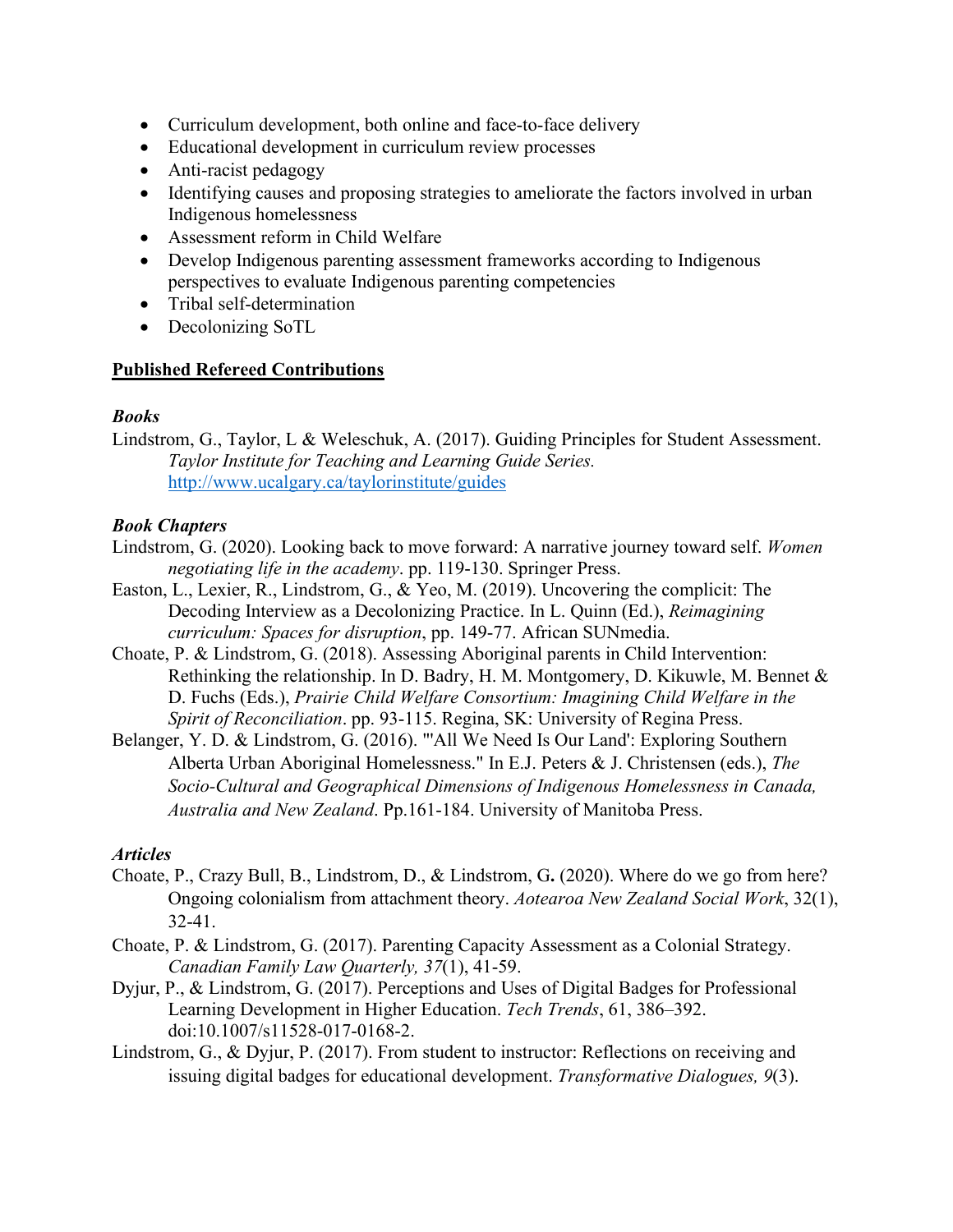- Curriculum development, both online and face-to-face delivery
- Educational development in curriculum review processes
- Anti-racist pedagogy
- Identifying causes and proposing strategies to ameliorate the factors involved in urban Indigenous homelessness
- Assessment reform in Child Welfare
- Develop Indigenous parenting assessment frameworks according to Indigenous perspectives to evaluate Indigenous parenting competencies
- Tribal self-determination
- Decolonizing SoTL

## Published Refereed Contributions

### *Books*

Lindstrom, G., Taylor, L & Weleschuk, A. (2017). Guiding Principles for Student Assessment. *Taylor Institute for Teaching and Learning Guide Series.* http://www.ucalgary.ca/taylorinstitute/guides

### *Book Chapters*

Lindstrom, G. (2020). Looking back to move forward: A narrative journey toward self. *Women negotiating life in the academy*. pp. 119-130. Springer Press.

Easton, L., Lexier, R., Lindstrom, G., & Yeo, M. (2019). Uncovering the complicit: The Decoding Interview as a Decolonizing Practice. In L. Quinn (Ed.), *Reimagining curriculum: Spaces for disruption*, pp. 149-77. African SUNmedia.

Choate, P. & Lindstrom, G. (2018). Assessing Aboriginal parents in Child Intervention: Rethinking the relationship. In D. Badry, H. M. Montgomery, D. Kikuwle, M. Bennet & D. Fuchs (Eds.), *Prairie Child Welfare Consortium: Imagining Child Welfare in the Spirit of Reconciliation*. pp. 93-115. Regina, SK: University of Regina Press.

Belanger, Y. D. & Lindstrom, G. (2016). "'All We Need Is Our Land': Exploring Southern Alberta Urban Aboriginal Homelessness." In E.J. Peters & J. Christensen (eds.), *The Socio-Cultural and Geographical Dimensions of Indigenous Homelessness in Canada, Australia and New Zealand*. Pp.161-184. University of Manitoba Press.

### *Articles*

Choate, P., Crazy Bull, B., Lindstrom, D., & Lindstrom, G**.** (2020). Where do we go from here? Ongoing colonialism from attachment theory. *Aotearoa New Zealand Social Work*, 32(1), 32-41.

Choate, P. & Lindstrom, G. (2017). Parenting Capacity Assessment as a Colonial Strategy. *Canadian Family Law Quarterly, 37*(1), 41-59.

Dyjur, P., & Lindstrom, G. (2017). Perceptions and Uses of Digital Badges for Professional Learning Development in Higher Education. *Tech Trends*, 61, 386–392. doi:10.1007/s11528-017-0168-2.

Lindstrom, G., & Dyjur, P. (2017). From student to instructor: Reflections on receiving and issuing digital badges for educational development. *Transformative Dialogues, 9*(3).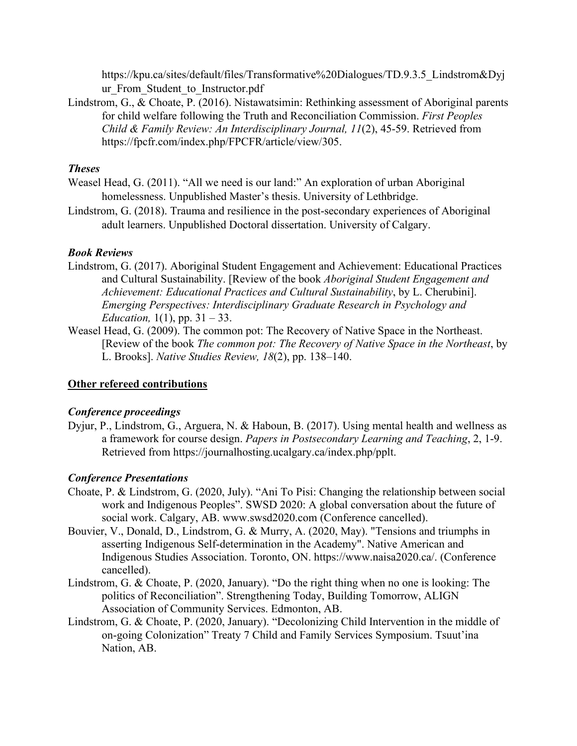https://kpu.ca/sites/default/files/Transformative%20Dialogues/TD.9.3.5_Lindstrom&Dyjur_From_Student_to_Instructor.pdf

Lindstrom, G., & Choate, P. (2016). Nistawatsimin: Rethinking assessment of Aboriginal parents for child welfare following the Truth and Reconciliation Commission. *First Peoples Child & Family Review: An Interdisciplinary Journal, 11*(2), 45-59. Retrieved from https://fpcfr.com/index.php/FPCFR/article/view/305.

### *Theses*

Weasel Head, G. (2011). "All we need is our land:" An exploration of urban Aboriginal homelessness. Unpublished Master's thesis. University of Lethbridge.

Lindstrom, G. (2018). Trauma and resilience in the post-secondary experiences of Aboriginal adult learners. Unpublished Doctoral dissertation. University of Calgary.

### *Book Reviews*

Lindstrom, G. (2017). Aboriginal Student Engagement and Achievement: Educational Practices and Cultural Sustainability. [Review of the book *Aboriginal Student Engagement and Achievement: Educational Practices and Cultural Sustainability*, by L. Cherubini]. *Emerging Perspectives: Interdisciplinary Graduate Research in Psychology and Education,* 1(1), pp. 31 – 33.

Weasel Head, G. (2009). The common pot: The Recovery of Native Space in the Northeast. [Review of the book *The common pot: The Recovery of Native Space in the Northeast*, by L. Brooks]. *Native Studies Review, 18*(2), pp. 138–140.

## **Other refereed contributions**

### *Conference proceedings*

Dyjur, P., Lindstrom, G., Arguera, N. & Haboun, B. (2017). Using mental health and wellness as a framework for course design. *Papers in Postsecondary Learning and Teaching*, 2, 1-9. Retrieved from https://journalhosting.ucalgary.ca/index.php/pplt.

### *Conference Presentations*

Choate, P. & Lindstrom, G. (2020, July). "Ani To Pisi: Changing the relationship between social work and Indigenous Peoples". SWSD 2020: A global conversation about the future of social work. Calgary, AB. www.swsd2020.com (Conference cancelled).

Bouvier, V., Donald, D., Lindstrom, G. & Murry, A. (2020, May). "Tensions and triumphs in asserting Indigenous Self-determination in the Academy". Native American and Indigenous Studies Association. Toronto, ON. https://www.naisa2020.ca/. (Conference cancelled).

Lindstrom, G. & Choate, P. (2020, January). "Do the right thing when no one is looking: The politics of Reconciliation". Strengthening Today, Building Tomorrow, ALIGN Association of Community Services. Edmonton, AB.

Lindstrom, G. & Choate, P. (2020, January). "Decolonizing Child Intervention in the middle of on-going Colonization" Treaty 7 Child and Family Services Symposium. Tsuut'ina Nation, AB.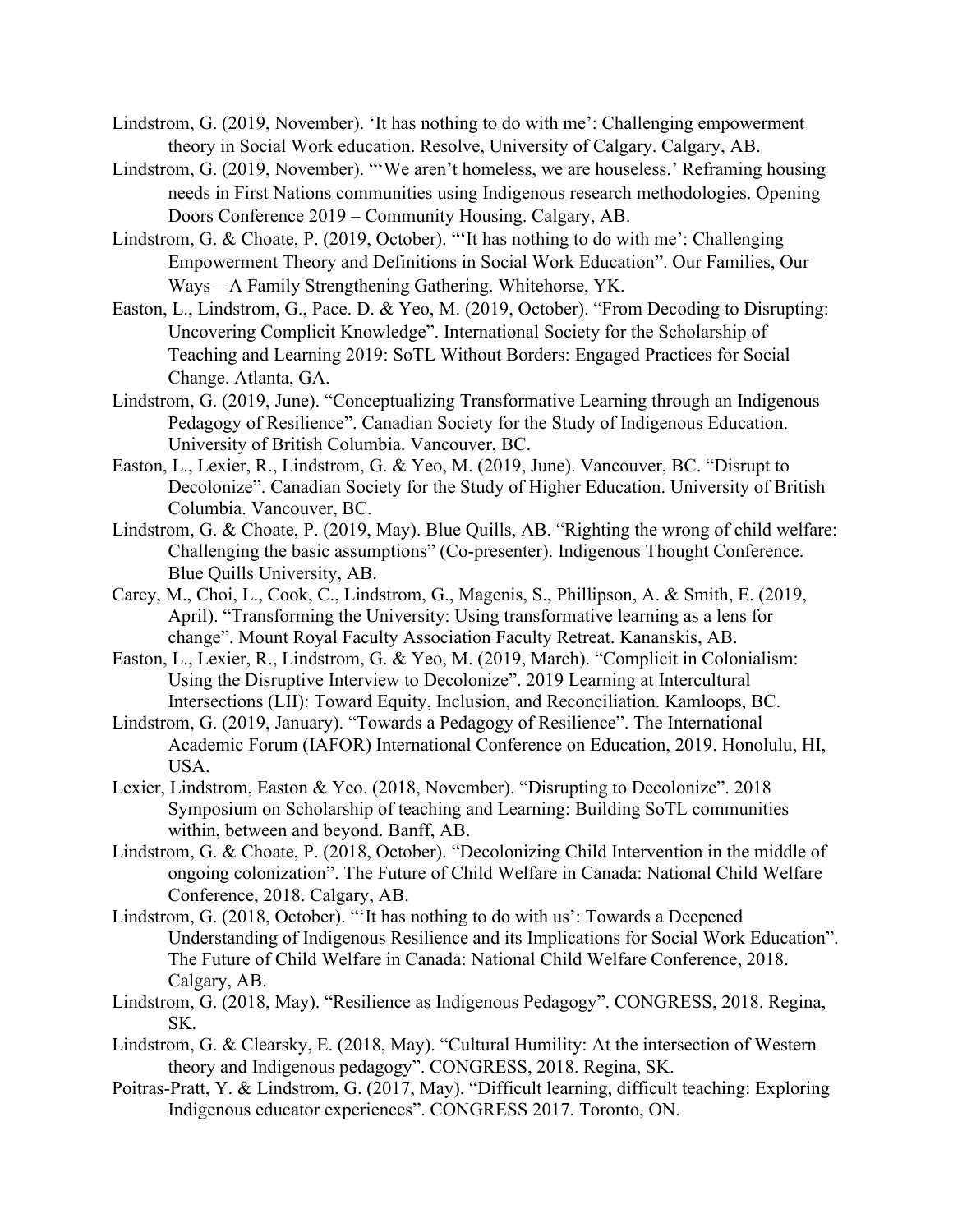Lindstrom, G. (2019, November). ‘It has nothing to do with me’: Challenging empowerment theory in Social Work education. Resolve, University of Calgary. Calgary, AB.

Lindstrom, G. (2019, November). “‘We aren’t homeless, we are houseless.’ Reframing housing needs in First Nations communities using Indigenous research methodologies. Opening Doors Conference 2019 – Community Housing. Calgary, AB.

Lindstrom, G. & Choate, P. (2019, October). “‘It has nothing to do with me’: Challenging Empowerment Theory and Definitions in Social Work Education”. Our Families, Our Ways – A Family Strengthening Gathering. Whitehorse, YK.

Easton, L., Lindstrom, G., Pace. D. & Yeo, M. (2019, October). “From Decoding to Disrupting: Uncovering Complicit Knowledge”. International Society for the Scholarship of Teaching and Learning 2019: SoTL Without Borders: Engaged Practices for Social Change. Atlanta, GA.

Lindstrom, G. (2019, June). “Conceptualizing Transformative Learning through an Indigenous Pedagogy of Resilience”. Canadian Society for the Study of Indigenous Education. University of British Columbia. Vancouver, BC.

Easton, L., Lexier, R., Lindstrom, G. & Yeo, M. (2019, June). Vancouver, BC. “Disrupt to Decolonize”. Canadian Society for the Study of Higher Education. University of British Columbia. Vancouver, BC.

Lindstrom, G. & Choate, P. (2019, May). Blue Quills, AB. “Righting the wrong of child welfare: Challenging the basic assumptions” (Co-presenter). Indigenous Thought Conference. Blue Quills University, AB.

Carey, M., Choi, L., Cook, C., Lindstrom, G., Magenis, S., Phillipson, A. & Smith, E. (2019, April). “Transforming the University: Using transformative learning as a lens for change”. Mount Royal Faculty Association Faculty Retreat. Kananskis, AB.

Easton, L., Lexier, R., Lindstrom, G. & Yeo, M. (2019, March). “Complicit in Colonialism: Using the Disruptive Interview to Decolonize”. 2019 Learning at Intercultural Intersections (LII): Toward Equity, Inclusion, and Reconciliation. Kamloops, BC.

Lindstrom, G. (2019, January). “Towards a Pedagogy of Resilience”. The International Academic Forum (IAFOR) International Conference on Education, 2019. Honolulu, HI, USA.

Lexier, Lindstrom, Easton & Yeo. (2018, November). “Disrupting to Decolonize”. 2018 Symposium on Scholarship of teaching and Learning: Building SoTL communities within, between and beyond. Banff, AB.

Lindstrom, G. & Choate, P. (2018, October). “Decolonizing Child Intervention in the middle of ongoing colonization”. The Future of Child Welfare in Canada: National Child Welfare Conference, 2018. Calgary, AB.

Lindstrom, G. (2018, October). “‘It has nothing to do with us’: Towards a Deepened Understanding of Indigenous Resilience and its Implications for Social Work Education”. The Future of Child Welfare in Canada: National Child Welfare Conference, 2018. Calgary, AB.

Lindstrom, G. (2018, May). “Resilience as Indigenous Pedagogy”. CONGRESS, 2018. Regina, SK.

Lindstrom, G. & Clearsky, E. (2018, May). “Cultural Humility: At the intersection of Western theory and Indigenous pedagogy”. CONGRESS, 2018. Regina, SK.

Poitras-Pratt, Y. & Lindstrom, G. (2017, May). “Difficult learning, difficult teaching: Exploring Indigenous educator experiences”. CONGRESS 2017. Toronto, ON.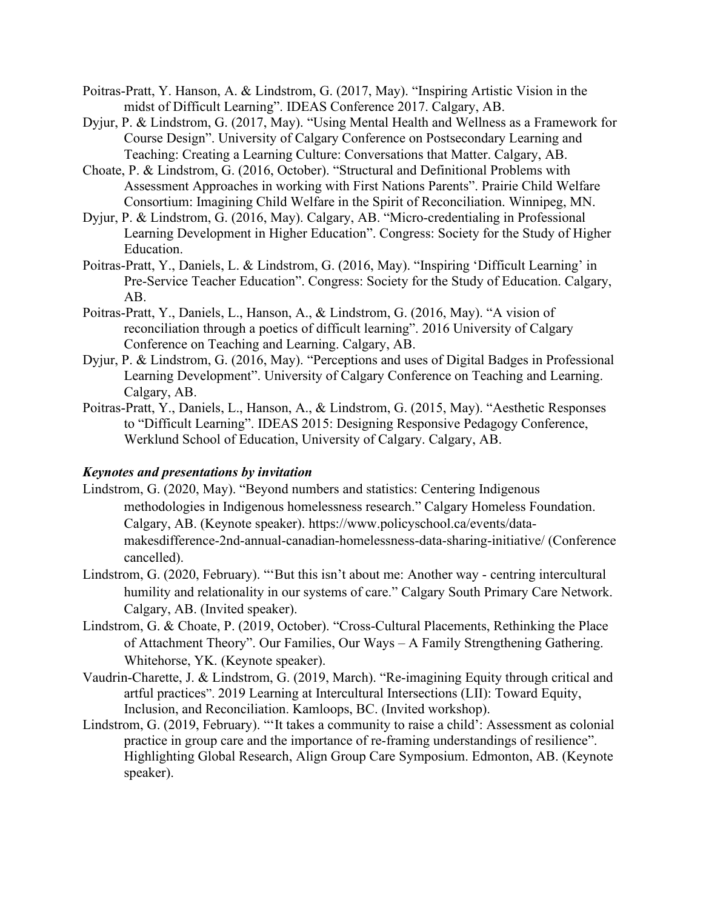Poitras-Pratt, Y. Hanson, A. & Lindstrom, G. (2017, May). "Inspiring Artistic Vision in the midst of Difficult Learning". IDEAS Conference 2017. Calgary, AB.

Dyjur, P. & Lindstrom, G. (2017, May). "Using Mental Health and Wellness as a Framework for Course Design". University of Calgary Conference on Postsecondary Learning and Teaching: Creating a Learning Culture: Conversations that Matter. Calgary, AB.

Choate, P. & Lindstrom, G. (2016, October). "Structural and Definitional Problems with Assessment Approaches in working with First Nations Parents". Prairie Child Welfare Consortium: Imagining Child Welfare in the Spirit of Reconciliation. Winnipeg, MN.

Dyjur, P. & Lindstrom, G. (2016, May). Calgary, AB. "Micro-credentialing in Professional Learning Development in Higher Education". Congress: Society for the Study of Higher Education.

Poitras-Pratt, Y., Daniels, L. & Lindstrom, G. (2016, May). "Inspiring 'Difficult Learning' in Pre-Service Teacher Education". Congress: Society for the Study of Education. Calgary, AB.

Poitras-Pratt, Y., Daniels, L., Hanson, A., & Lindstrom, G. (2016, May). "A vision of reconciliation through a poetics of difficult learning". 2016 University of Calgary Conference on Teaching and Learning. Calgary, AB.

Dyjur, P. & Lindstrom, G. (2016, May). "Perceptions and uses of Digital Badges in Professional Learning Development". University of Calgary Conference on Teaching and Learning. Calgary, AB.

Poitras-Pratt, Y., Daniels, L., Hanson, A., & Lindstrom, G. (2015, May). "Aesthetic Responses to "Difficult Learning". IDEAS 2015: Designing Responsive Pedagogy Conference, Werklund School of Education, University of Calgary. Calgary, AB.

### *Keynotes and presentations by invitation*

Lindstrom, G. (2020, May). "Beyond numbers and statistics: Centering Indigenous methodologies in Indigenous homelessness research." Calgary Homeless Foundation. Calgary, AB. (Keynote speaker). https://www.policyschool.ca/events/data-makesdifference-2nd-annual-canadian-homelessness-data-sharing-initiative/ (Conference cancelled).

Lindstrom, G. (2020, February). "'But this isn't about me: Another way - centring intercultural humility and relationality in our systems of care." Calgary South Primary Care Network. Calgary, AB. (Invited speaker).

Lindstrom, G. & Choate, P. (2019, October). "Cross-Cultural Placements, Rethinking the Place of Attachment Theory". Our Families, Our Ways – A Family Strengthening Gathering. Whitehorse, YK. (Keynote speaker).

Vaudrin-Charette, J. & Lindstrom, G. (2019, March). "Re-imagining Equity through critical and artful practices". 2019 Learning at Intercultural Intersections (LII): Toward Equity, Inclusion, and Reconciliation. Kamloops, BC. (Invited workshop).

Lindstrom, G. (2019, February). "'It takes a community to raise a child': Assessment as colonial practice in group care and the importance of re-framing understandings of resilience". Highlighting Global Research, Align Group Care Symposium. Edmonton, AB. (Keynote speaker).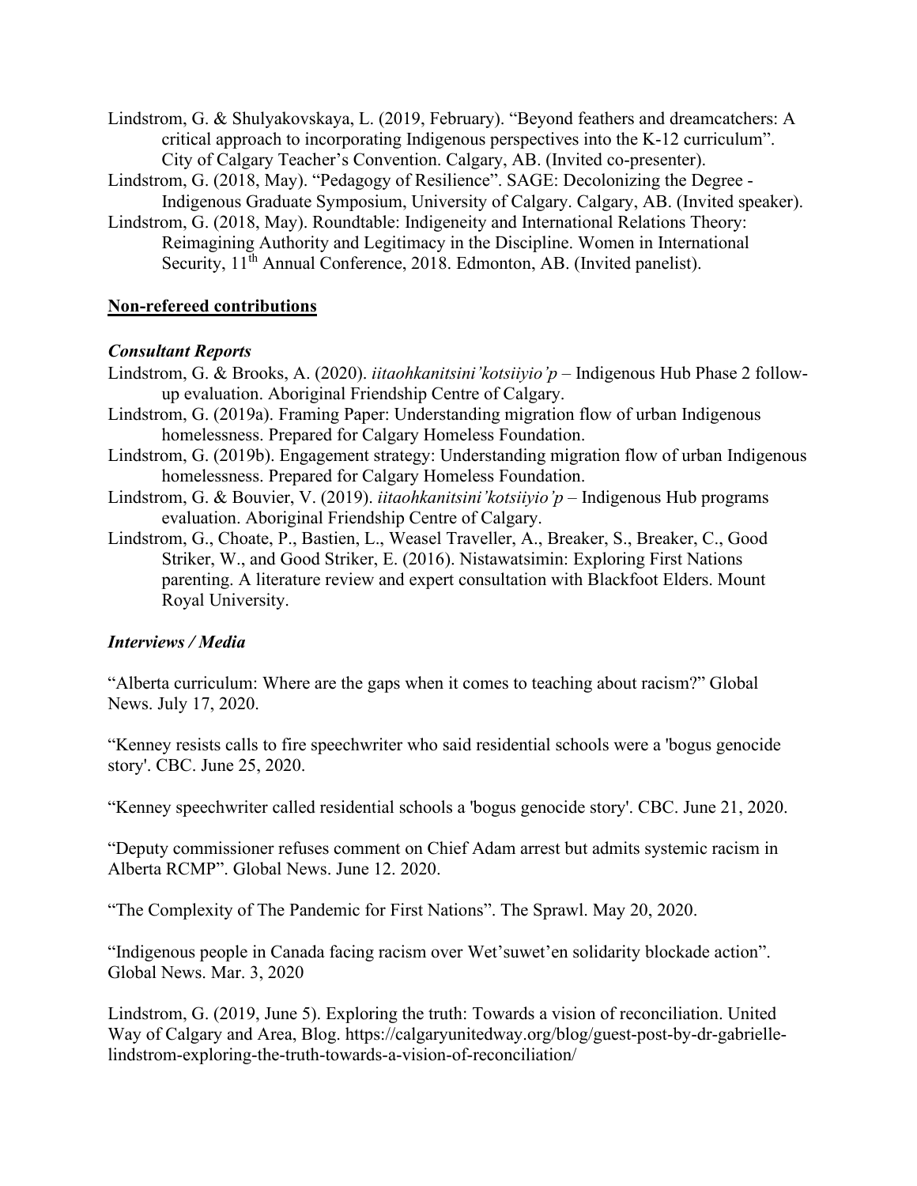Lindstrom, G. & Shulyakovskaya, L. (2019, February). “Beyond feathers and dreamcatchers: A critical approach to incorporating Indigenous perspectives into the K-12 curriculum”. City of Calgary Teacher’s Convention. Calgary, AB. (Invited co-presenter).

Lindstrom, G. (2018, May). “Pedagogy of Resilience”. SAGE: Decolonizing the Degree - Indigenous Graduate Symposium, University of Calgary. Calgary, AB. (Invited speaker).

Lindstrom, G. (2018, May). Roundtable: Indigeneity and International Relations Theory: Reimagining Authority and Legitimacy in the Discipline. Women in International Security, 11th Annual Conference, 2018. Edmonton, AB. (Invited panelist).

## Non-refereed contributions

### *Consultant Reports*

Lindstrom, G. & Brooks, A. (2020). *iitaohkanitsini’kotsiiyio’p* – Indigenous Hub Phase 2 follow-up evaluation. Aboriginal Friendship Centre of Calgary.

Lindstrom, G. (2019a). Framing Paper: Understanding migration flow of urban Indigenous homelessness. Prepared for Calgary Homeless Foundation.

Lindstrom, G. (2019b). Engagement strategy: Understanding migration flow of urban Indigenous homelessness. Prepared for Calgary Homeless Foundation.

Lindstrom, G. & Bouvier, V. (2019). *iitaohkanitsini’kotsiiyio’p* – Indigenous Hub programs evaluation. Aboriginal Friendship Centre of Calgary.

Lindstrom, G., Choate, P., Bastien, L., Weasel Traveller, A., Breaker, S., Breaker, C., Good Striker, W., and Good Striker, E. (2016). Nistawatsimin: Exploring First Nations parenting. A literature review and expert consultation with Blackfoot Elders. Mount Royal University.

### *Interviews / Media*

“Alberta curriculum: Where are the gaps when it comes to teaching about racism?” Global News. July 17, 2020.

“Kenney resists calls to fire speechwriter who said residential schools were a 'bogus genocide story'. CBC. June 25, 2020.

“Kenney speechwriter called residential schools a 'bogus genocide story'. CBC. June 21, 2020.

“Deputy commissioner refuses comment on Chief Adam arrest but admits systemic racism in Alberta RCMP”. Global News. June 12. 2020.

“The Complexity of The Pandemic for First Nations”. The Sprawl. May 20, 2020.

“Indigenous people in Canada facing racism over Wet’suwet’en solidarity blockade action”. Global News. Mar. 3, 2020

Lindstrom, G. (2019, June 5). Exploring the truth: Towards a vision of reconciliation. United Way of Calgary and Area, Blog. https://calgaryunitedway.org/blog/guest-post-by-dr-gabrielle-lindstrom-exploring-the-truth-towards-a-vision-of-reconciliation/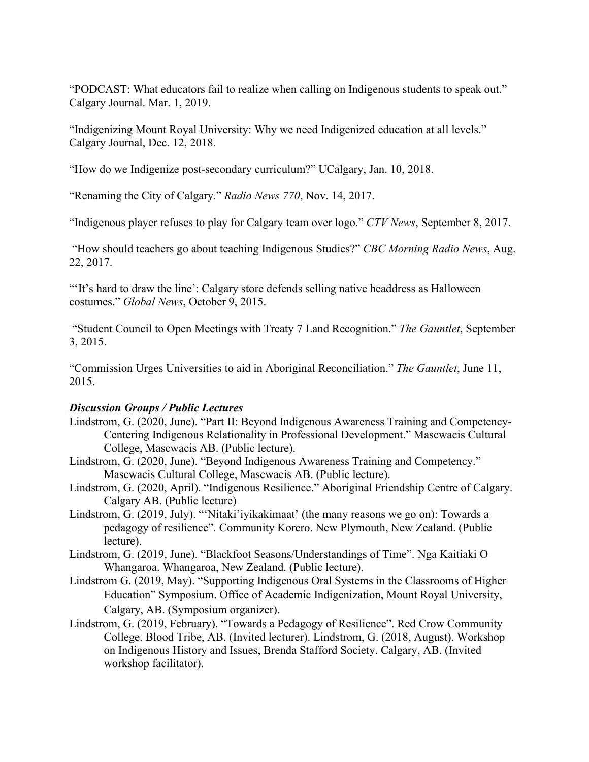"PODCAST: What educators fail to realize when calling on Indigenous students to speak out." Calgary Journal. Mar. 1, 2019.

"Indigenizing Mount Royal University: Why we need Indigenized education at all levels." Calgary Journal, Dec. 12, 2018.

"How do we Indigenize post-secondary curriculum?" UCalgary, Jan. 10, 2018.

"Renaming the City of Calgary." *Radio News 770*, Nov. 14, 2017.

"Indigenous player refuses to play for Calgary team over logo." *CTV News*, September 8, 2017.

"How should teachers go about teaching Indigenous Studies?" *CBC Morning Radio News*, Aug. 22, 2017.

"'It's hard to draw the line': Calgary store defends selling native headdress as Halloween costumes." *Global News*, October 9, 2015.

"Student Council to Open Meetings with Treaty 7 Land Recognition." *The Gauntlet*, September 3, 2015.

"Commission Urges Universities to aid in Aboriginal Reconciliation." *The Gauntlet*, June 11, 2015.

***Discussion Groups / Public Lectures***

Lindstrom, G. (2020, June). "Part II: Beyond Indigenous Awareness Training and Competency-Centering Indigenous Relationality in Professional Development." Mascwacis Cultural College, Mascwacis AB. (Public lecture).

Lindstrom, G. (2020, June). "Beyond Indigenous Awareness Training and Competency." Mascwacis Cultural College, Mascwacis AB. (Public lecture).

Lindstrom, G. (2020, April). "Indigenous Resilience." Aboriginal Friendship Centre of Calgary. Calgary AB. (Public lecture)

Lindstrom, G. (2019, July). "'Nitaki'iyikakimaat' (the many reasons we go on): Towards a pedagogy of resilience". Community Korero. New Plymouth, New Zealand. (Public lecture).

Lindstrom, G. (2019, June). "Blackfoot Seasons/Understandings of Time". Nga Kaitiaki O Whangaroa. Whangaroa, New Zealand. (Public lecture).

Lindstrom G. (2019, May). "Supporting Indigenous Oral Systems in the Classrooms of Higher Education" Symposium. Office of Academic Indigenization, Mount Royal University, Calgary, AB. (Symposium organizer).

Lindstrom, G. (2019, February). "Towards a Pedagogy of Resilience". Red Crow Community College. Blood Tribe, AB. (Invited lecturer). Lindstrom, G. (2018, August). Workshop on Indigenous History and Issues, Brenda Stafford Society. Calgary, AB. (Invited workshop facilitator).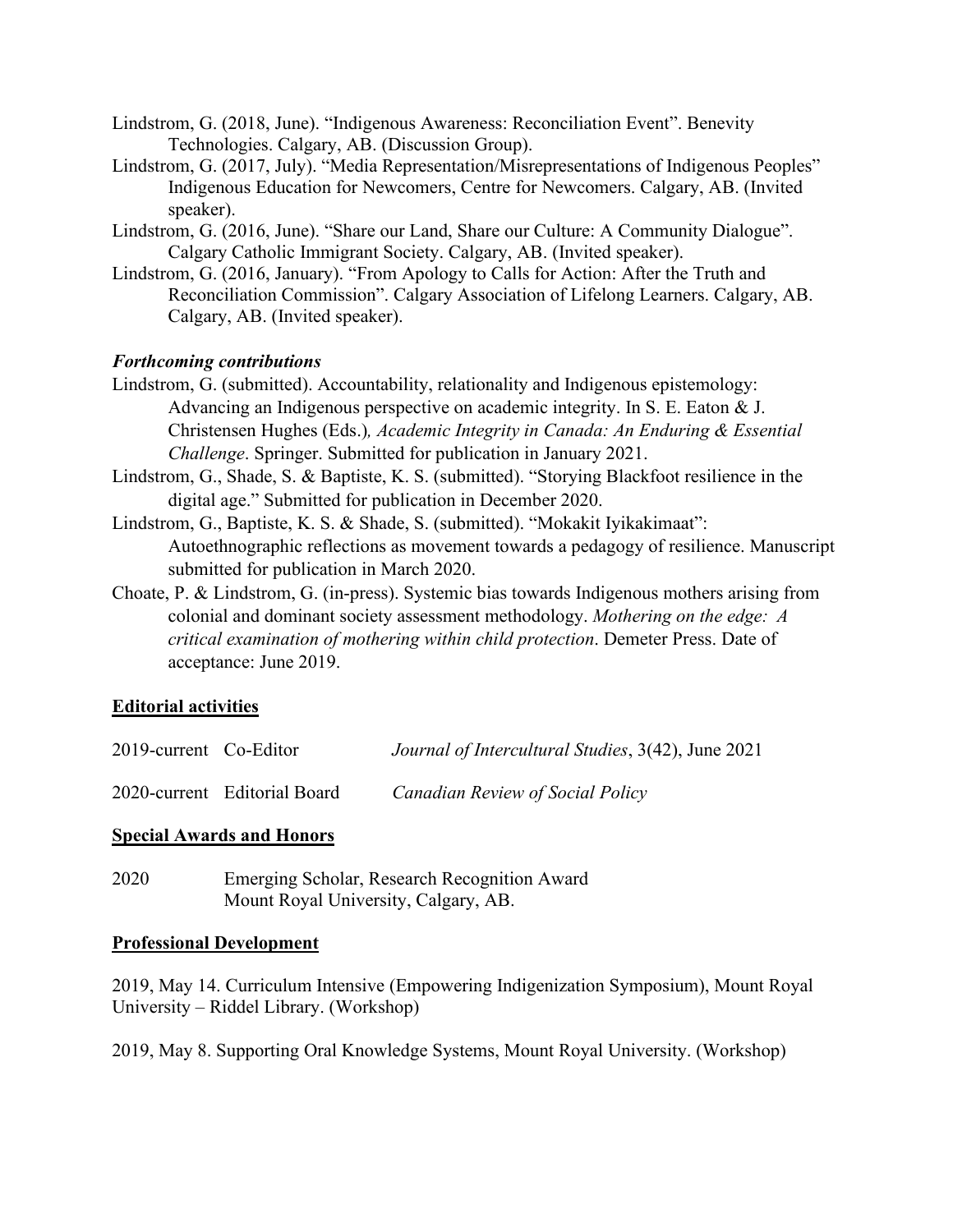Lindstrom, G. (2018, June). “Indigenous Awareness: Reconciliation Event”. Benevity Technologies. Calgary, AB. (Discussion Group).

Lindstrom, G. (2017, July). “Media Representation/Misrepresentations of Indigenous Peoples” Indigenous Education for Newcomers, Centre for Newcomers. Calgary, AB. (Invited speaker).

Lindstrom, G. (2016, June). “Share our Land, Share our Culture: A Community Dialogue”. Calgary Catholic Immigrant Society. Calgary, AB. (Invited speaker).

Lindstrom, G. (2016, January). “From Apology to Calls for Action: After the Truth and Reconciliation Commission”. Calgary Association of Lifelong Learners. Calgary, AB. Calgary, AB. (Invited speaker).

***Forthcoming contributions***

Lindstrom, G. (submitted). Accountability, relationality and Indigenous epistemology: Advancing an Indigenous perspective on academic integrity. In S. E. Eaton & J. Christensen Hughes (Eds.)*, Academic Integrity in Canada: An Enduring & Essential Challenge*. Springer. Submitted for publication in January 2021.

Lindstrom, G., Shade, S. & Baptiste, K. S. (submitted). “Storying Blackfoot resilience in the digital age.” Submitted for publication in December 2020.

Lindstrom, G., Baptiste, K. S. & Shade, S. (submitted). “Mokakit Iyikakimaat”: Autoethnographic reflections as movement towards a pedagogy of resilience. Manuscript submitted for publication in March 2020.

Choate, P. & Lindstrom, G. (in-press). Systemic bias towards Indigenous mothers arising from colonial and dominant society assessment methodology. *Mothering on the edge: A critical examination of mothering within child protection*. Demeter Press. Date of acceptance: June 2019.

**Editorial activities**

| | | |
|---|---|---|
| 2019-current | Co-Editor | *Journal of Intercultural Studies*, 3(42), June 2021 |
| 2020-current | Editorial Board | *Canadian Review of Social Policy* |

**Special Awards and Honors**

2020 Emerging Scholar, Research Recognition Award
Mount Royal University, Calgary, AB.

**Professional Development**

2019, May 14. Curriculum Intensive (Empowering Indigenization Symposium), Mount Royal University – Riddel Library. (Workshop)

2019, May 8. Supporting Oral Knowledge Systems, Mount Royal University. (Workshop)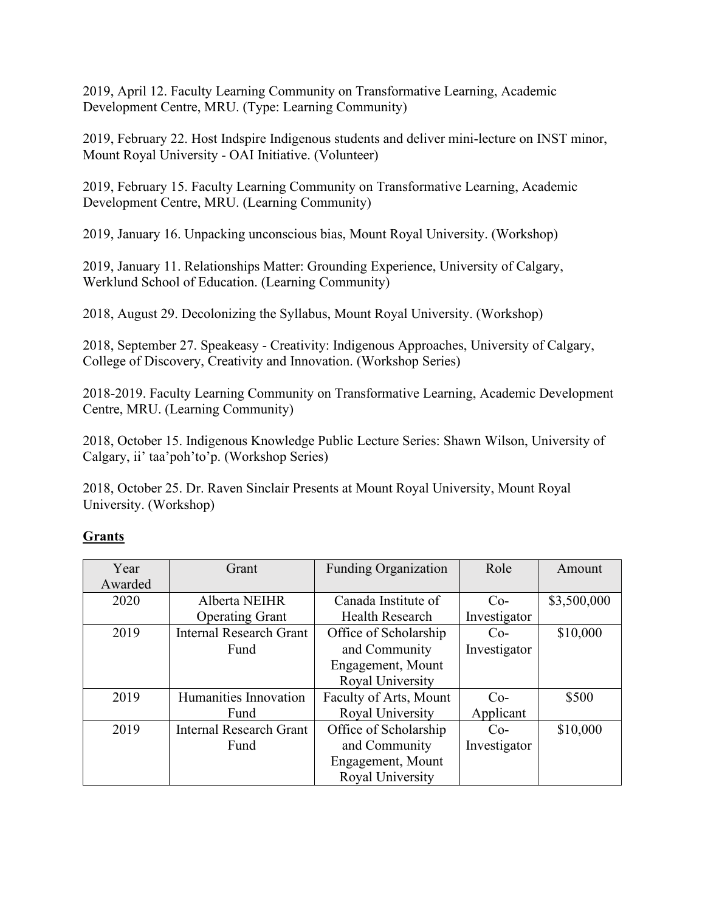2019, April 12. Faculty Learning Community on Transformative Learning, Academic Development Centre, MRU. (Type: Learning Community)

2019, February 22. Host Indspire Indigenous students and deliver mini-lecture on INST minor, Mount Royal University - OAI Initiative. (Volunteer)

2019, February 15. Faculty Learning Community on Transformative Learning, Academic Development Centre, MRU. (Learning Community)

2019, January 16. Unpacking unconscious bias, Mount Royal University. (Workshop)

2019, January 11. Relationships Matter: Grounding Experience, University of Calgary, Werklund School of Education. (Learning Community)

2018, August 29. Decolonizing the Syllabus, Mount Royal University. (Workshop)

2018, September 27. Speakeasy - Creativity: Indigenous Approaches, University of Calgary, College of Discovery, Creativity and Innovation. (Workshop Series)

2018-2019. Faculty Learning Community on Transformative Learning, Academic Development Centre, MRU. (Learning Community)

2018, October 15. Indigenous Knowledge Public Lecture Series: Shawn Wilson, University of Calgary, ii' taa'poh'to'p. (Workshop Series)

2018, October 25. Dr. Raven Sinclair Presents at Mount Royal University, Mount Royal University. (Workshop)

## **Grants**

| Year Awarded | Grant | Funding Organization | Role | Amount |
|---|---|---|---|---|
| 2020 | Alberta NEIHR Operating Grant | Canada Institute of Health Research | Co-Investigator | $3,500,000 |
| 2019 | Internal Research Grant Fund | Office of Scholarship and Community Engagement, Mount Royal University | Co-Investigator | $10,000 |
| 2019 | Humanities Innovation Fund | Faculty of Arts, Mount Royal University | Co-Applicant | $500 |
| 2019 | Internal Research Grant Fund | Office of Scholarship and Community Engagement, Mount Royal University | Co-Investigator | $10,000 |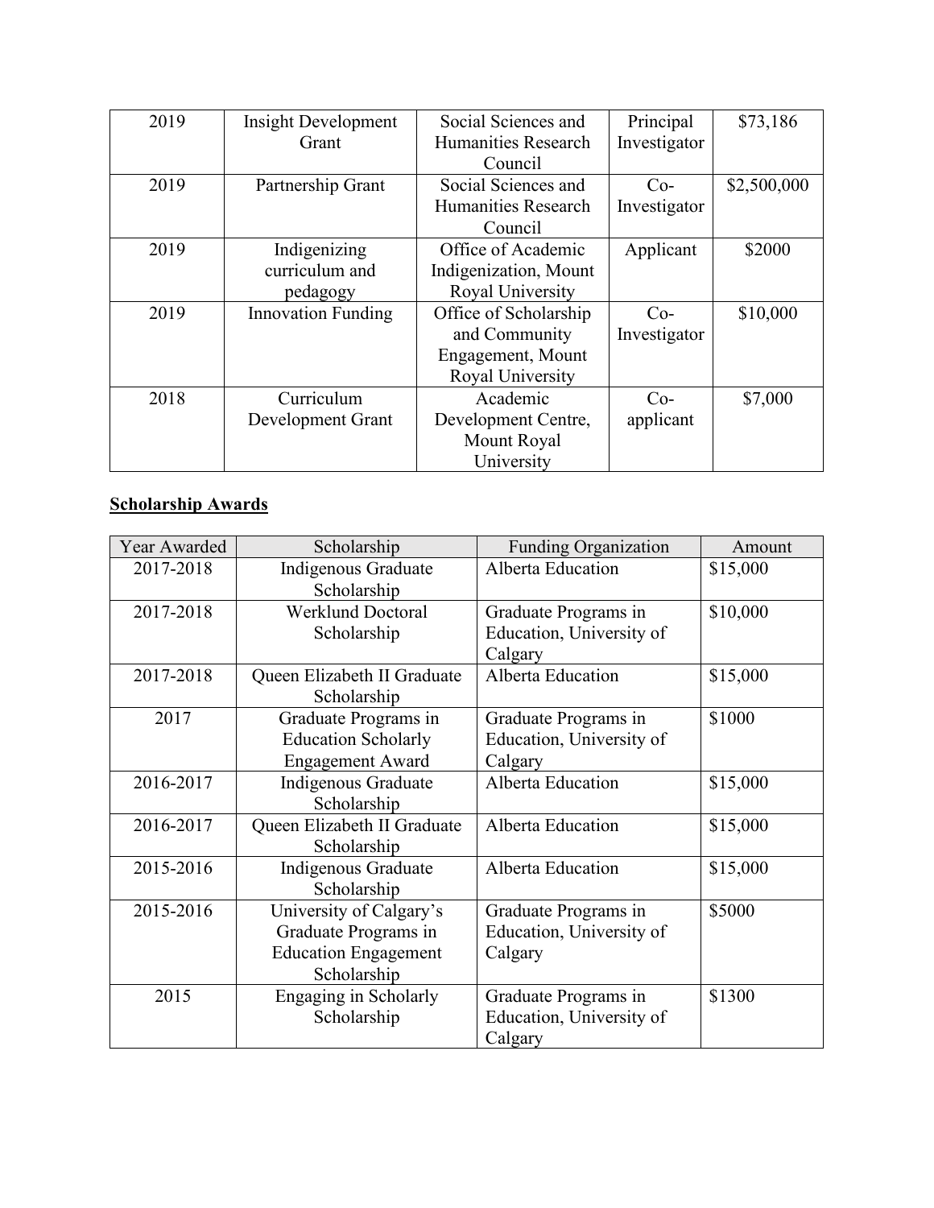| 2019 | Insight Development Grant | Social Sciences and Humanities Research Council | Principal Investigator | $73,186 |
|---|---|---|---|---|
| 2019 | Partnership Grant | Social Sciences and Humanities Research Council | Co-Investigator | $2,500,000 |
| 2019 | Indigenizing curriculum and pedagogy | Office of Academic Indigenization, Mount Royal University | Applicant | $2000 |
| 2019 | Innovation Funding | Office of Scholarship and Community Engagement, Mount Royal University | Co-Investigator | $10,000 |
| 2018 | Curriculum Development Grant | Academic Development Centre, Mount Royal University | Co-applicant | $7,000 |

## Scholarship Awards

| Year Awarded | Scholarship | Funding Organization | Amount |
|---|---|---|---|
| 2017-2018 | Indigenous Graduate Scholarship | Alberta Education | $15,000 |
| 2017-2018 | Werklund Doctoral Scholarship | Graduate Programs in Education, University of Calgary | $10,000 |
| 2017-2018 | Queen Elizabeth II Graduate Scholarship | Alberta Education | $15,000 |
| 2017 | Graduate Programs in Education Scholarly Engagement Award | Graduate Programs in Education, University of Calgary | $1000 |
| 2016-2017 | Indigenous Graduate Scholarship | Alberta Education | $15,000 |
| 2016-2017 | Queen Elizabeth II Graduate Scholarship | Alberta Education | $15,000 |
| 2015-2016 | Indigenous Graduate Scholarship | Alberta Education | $15,000 |
| 2015-2016 | University of Calgary's Graduate Programs in Education Engagement Scholarship | Graduate Programs in Education, University of Calgary | $5000 |
| 2015 | Engaging in Scholarly Scholarship | Graduate Programs in Education, University of Calgary | $1300 |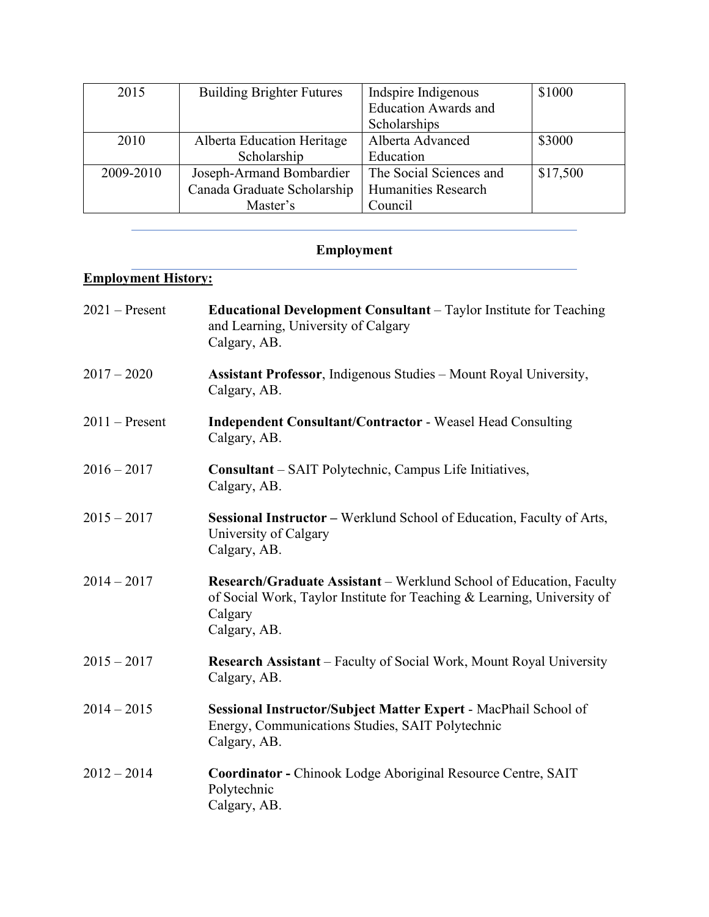| 2015 | Building Brighter Futures | Indspire Indigenous Education Awards and Scholarships | $1000 |
|---|---|---|---|
| 2010 | Alberta Education Heritage Scholarship | Alberta Advanced Education | $3000 |
| 2009-2010 | Joseph-Armand Bombardier Canada Graduate Scholarship Master's | The Social Sciences and Humanities Research Council | $17,500 |

## Employment

**Employment History:**

2021 – Present — **Educational Development Consultant** – Taylor Institute for Teaching and Learning, University of Calgary
Calgary, AB.

2017 – 2020 — **Assistant Professor**, Indigenous Studies – Mount Royal University, Calgary, AB.

2011 – Present — **Independent Consultant/Contractor** - Weasel Head Consulting
Calgary, AB.

2016 – 2017 — **Consultant** – SAIT Polytechnic, Campus Life Initiatives,
Calgary, AB.

2015 – 2017 — **Sessional Instructor –** Werklund School of Education, Faculty of Arts, University of Calgary
Calgary, AB.

2014 – 2017 — **Research/Graduate Assistant** – Werklund School of Education, Faculty of Social Work, Taylor Institute for Teaching & Learning, University of Calgary
Calgary, AB.

2015 – 2017 — **Research Assistant** – Faculty of Social Work, Mount Royal University
Calgary, AB.

2014 – 2015 — **Sessional Instructor/Subject Matter Expert** - MacPhail School of Energy, Communications Studies, SAIT Polytechnic
Calgary, AB.

2012 – 2014 — **Coordinator -** Chinook Lodge Aboriginal Resource Centre, SAIT Polytechnic
Calgary, AB.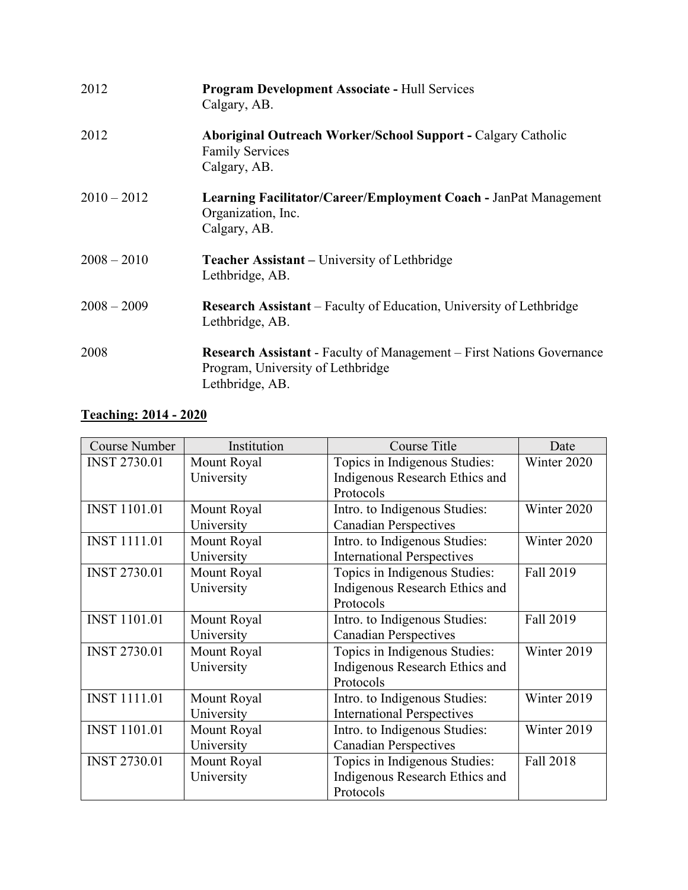2012 **Program Development Associate -** Hull Services
Calgary, AB.

2012 **Aboriginal Outreach Worker/School Support -** Calgary Catholic Family Services
Calgary, AB.

2010 – 2012 **Learning Facilitator/Career/Employment Coach -** JanPat Management Organization, Inc.
Calgary, AB.

2008 – 2010 **Teacher Assistant –** University of Lethbridge
Lethbridge, AB.

2008 – 2009 **Research Assistant** – Faculty of Education, University of Lethbridge
Lethbridge, AB.

2008 **Research Assistant** - Faculty of Management – First Nations Governance Program, University of Lethbridge
Lethbridge, AB.

## Teaching: 2014 - 2020

| Course Number | Institution | Course Title | Date |
|---|---|---|---|
| INST 2730.01 | Mount Royal University | Topics in Indigenous Studies: Indigenous Research Ethics and Protocols | Winter 2020 |
| INST 1101.01 | Mount Royal University | Intro. to Indigenous Studies: Canadian Perspectives | Winter 2020 |
| INST 1111.01 | Mount Royal University | Intro. to Indigenous Studies: International Perspectives | Winter 2020 |
| INST 2730.01 | Mount Royal University | Topics in Indigenous Studies: Indigenous Research Ethics and Protocols | Fall 2019 |
| INST 1101.01 | Mount Royal University | Intro. to Indigenous Studies: Canadian Perspectives | Fall 2019 |
| INST 2730.01 | Mount Royal University | Topics in Indigenous Studies: Indigenous Research Ethics and Protocols | Winter 2019 |
| INST 1111.01 | Mount Royal University | Intro. to Indigenous Studies: International Perspectives | Winter 2019 |
| INST 1101.01 | Mount Royal University | Intro. to Indigenous Studies: Canadian Perspectives | Winter 2019 |
| INST 2730.01 | Mount Royal University | Topics in Indigenous Studies: Indigenous Research Ethics and Protocols | Fall 2018 |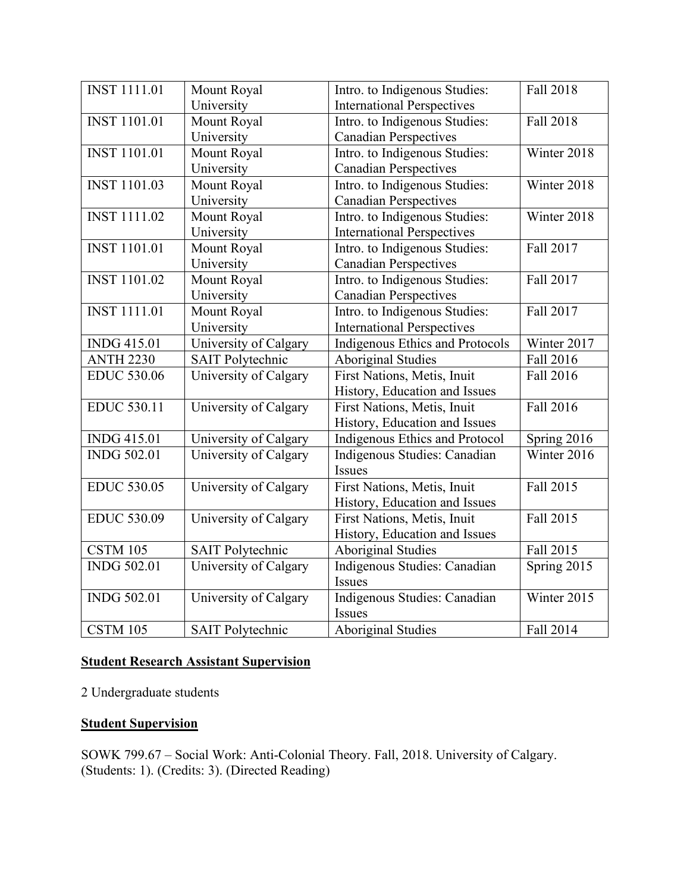| INST 1111.01 | Mount Royal University | Intro. to Indigenous Studies: International Perspectives | Fall 2018 |
|---|---|---|---|
| INST 1101.01 | Mount Royal University | Intro. to Indigenous Studies: Canadian Perspectives | Fall 2018 |
| INST 1101.01 | Mount Royal University | Intro. to Indigenous Studies: Canadian Perspectives | Winter 2018 |
| INST 1101.03 | Mount Royal University | Intro. to Indigenous Studies: Canadian Perspectives | Winter 2018 |
| INST 1111.02 | Mount Royal University | Intro. to Indigenous Studies: International Perspectives | Winter 2018 |
| INST 1101.01 | Mount Royal University | Intro. to Indigenous Studies: Canadian Perspectives | Fall 2017 |
| INST 1101.02 | Mount Royal University | Intro. to Indigenous Studies: Canadian Perspectives | Fall 2017 |
| INST 1111.01 | Mount Royal University | Intro. to Indigenous Studies: International Perspectives | Fall 2017 |
| INDG 415.01 | University of Calgary | Indigenous Ethics and Protocols | Winter 2017 |
| ANTH 2230 | SAIT Polytechnic | Aboriginal Studies | Fall 2016 |
| EDUC 530.06 | University of Calgary | First Nations, Metis, Inuit History, Education and Issues | Fall 2016 |
| EDUC 530.11 | University of Calgary | First Nations, Metis, Inuit History, Education and Issues | Fall 2016 |
| INDG 415.01 | University of Calgary | Indigenous Ethics and Protocol | Spring 2016 |
| INDG 502.01 | University of Calgary | Indigenous Studies: Canadian Issues | Winter 2016 |
| EDUC 530.05 | University of Calgary | First Nations, Metis, Inuit History, Education and Issues | Fall 2015 |
| EDUC 530.09 | University of Calgary | First Nations, Metis, Inuit History, Education and Issues | Fall 2015 |
| CSTM 105 | SAIT Polytechnic | Aboriginal Studies | Fall 2015 |
| INDG 502.01 | University of Calgary | Indigenous Studies: Canadian Issues | Spring 2015 |
| INDG 502.01 | University of Calgary | Indigenous Studies: Canadian Issues | Winter 2015 |
| CSTM 105 | SAIT Polytechnic | Aboriginal Studies | Fall 2014 |

**Student Research Assistant Supervision**

2 Undergraduate students

**Student Supervision**

SOWK 799.67 – Social Work: Anti-Colonial Theory. Fall, 2018. University of Calgary. (Students: 1). (Credits: 3). (Directed Reading)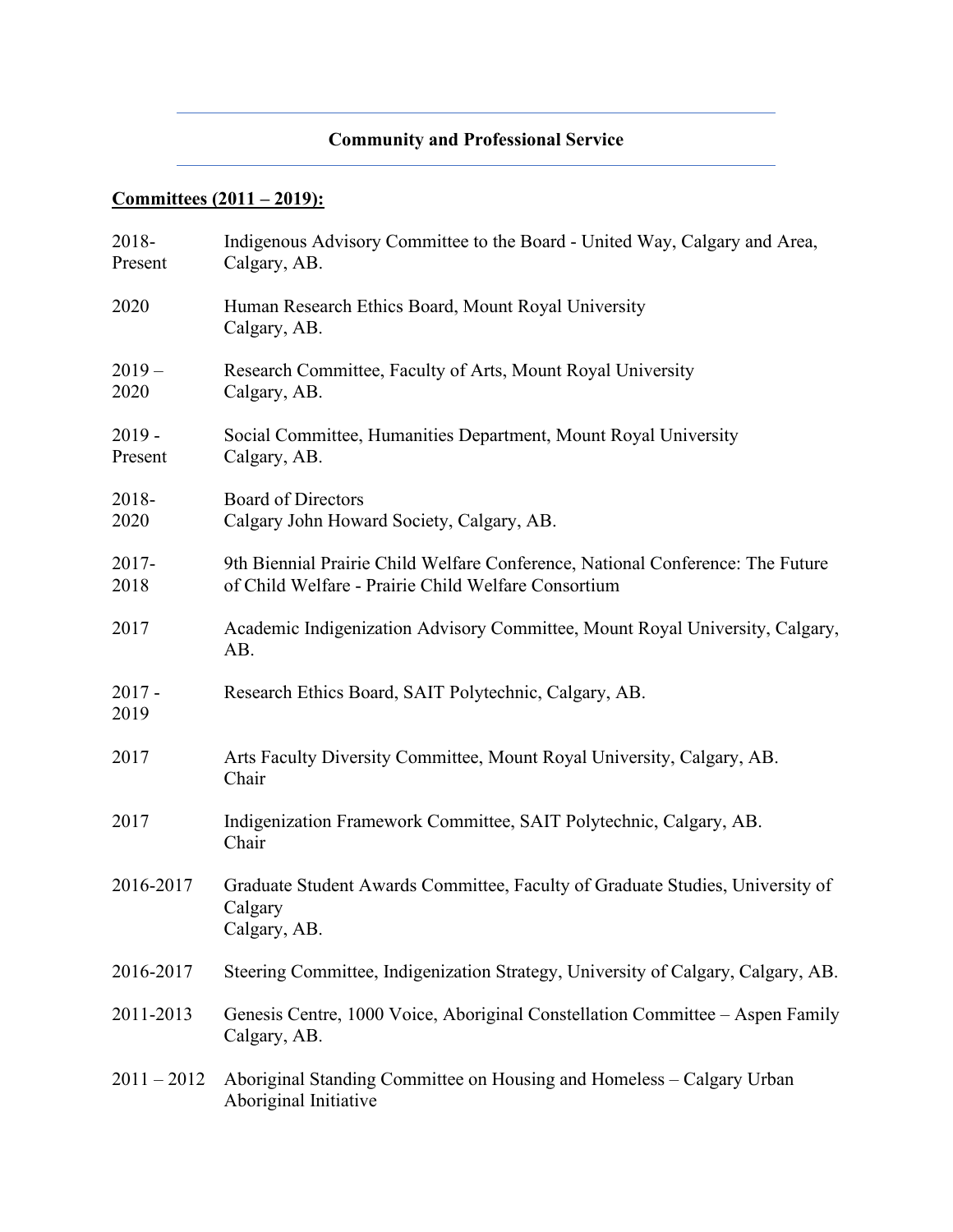## Community and Professional Service

**Committees (2011 – 2019):**

2018-Present — Indigenous Advisory Committee to the Board - United Way, Calgary and Area, Calgary, AB.

2020 — Human Research Ethics Board, Mount Royal University
Calgary, AB.

2019 – 2020 — Research Committee, Faculty of Arts, Mount Royal University
Calgary, AB.

2019 - Present — Social Committee, Humanities Department, Mount Royal University
Calgary, AB.

2018-2020 — Board of Directors
Calgary John Howard Society, Calgary, AB.

2017-2018 — 9th Biennial Prairie Child Welfare Conference, National Conference: The Future of Child Welfare - Prairie Child Welfare Consortium

2017 — Academic Indigenization Advisory Committee, Mount Royal University, Calgary, AB.

2017 - 2019 — Research Ethics Board, SAIT Polytechnic, Calgary, AB.

2017 — Arts Faculty Diversity Committee, Mount Royal University, Calgary, AB.
Chair

2017 — Indigenization Framework Committee, SAIT Polytechnic, Calgary, AB.
Chair

2016-2017 — Graduate Student Awards Committee, Faculty of Graduate Studies, University of Calgary
Calgary, AB.

2016-2017 — Steering Committee, Indigenization Strategy, University of Calgary, Calgary, AB.

2011-2013 — Genesis Centre, 1000 Voice, Aboriginal Constellation Committee – Aspen Family
Calgary, AB.

2011 – 2012 — Aboriginal Standing Committee on Housing and Homeless – Calgary Urban Aboriginal Initiative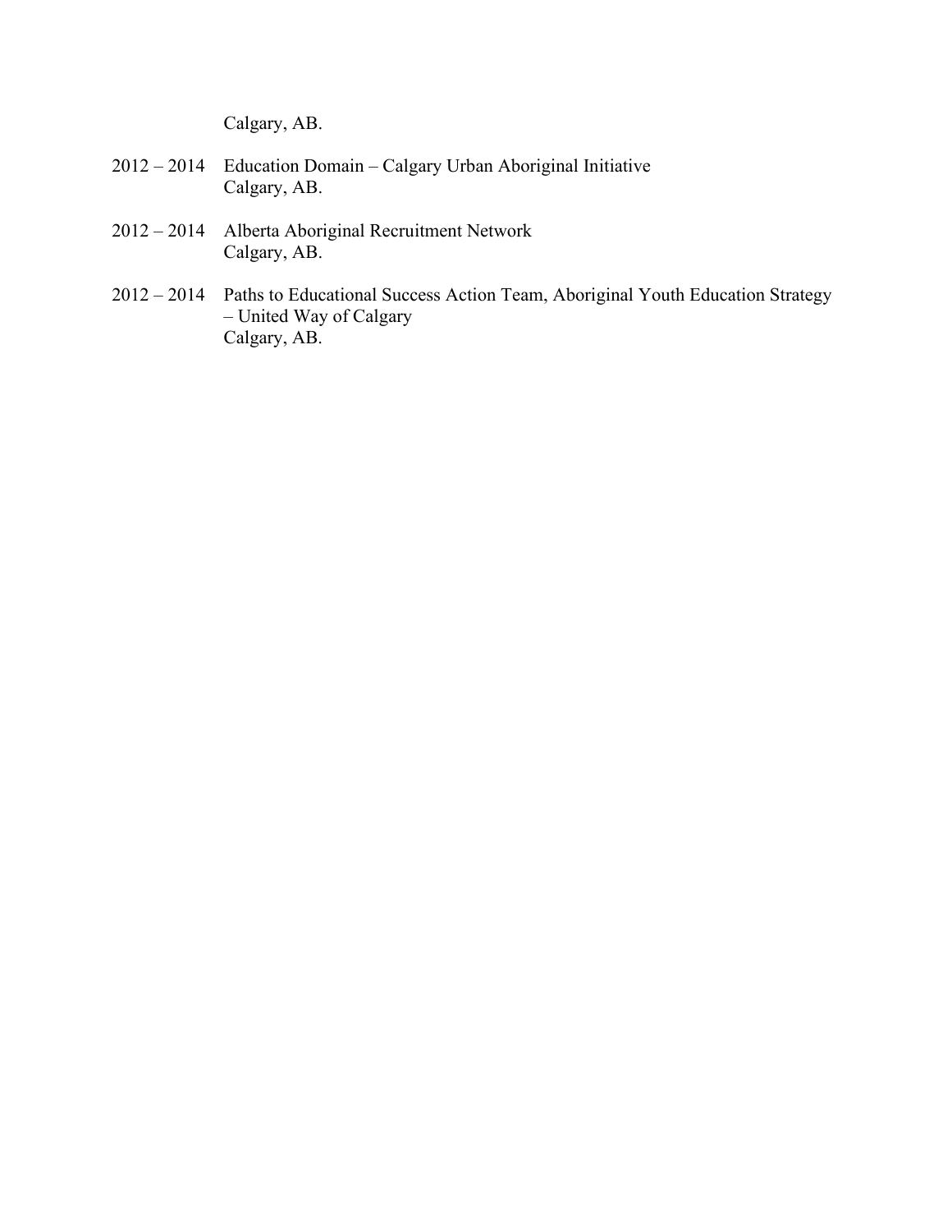Calgary, AB.

2012 – 2014 Education Domain – Calgary Urban Aboriginal Initiative
Calgary, AB.

2012 – 2014 Alberta Aboriginal Recruitment Network
Calgary, AB.

2012 – 2014 Paths to Educational Success Action Team, Aboriginal Youth Education Strategy – United Way of Calgary
Calgary, AB.